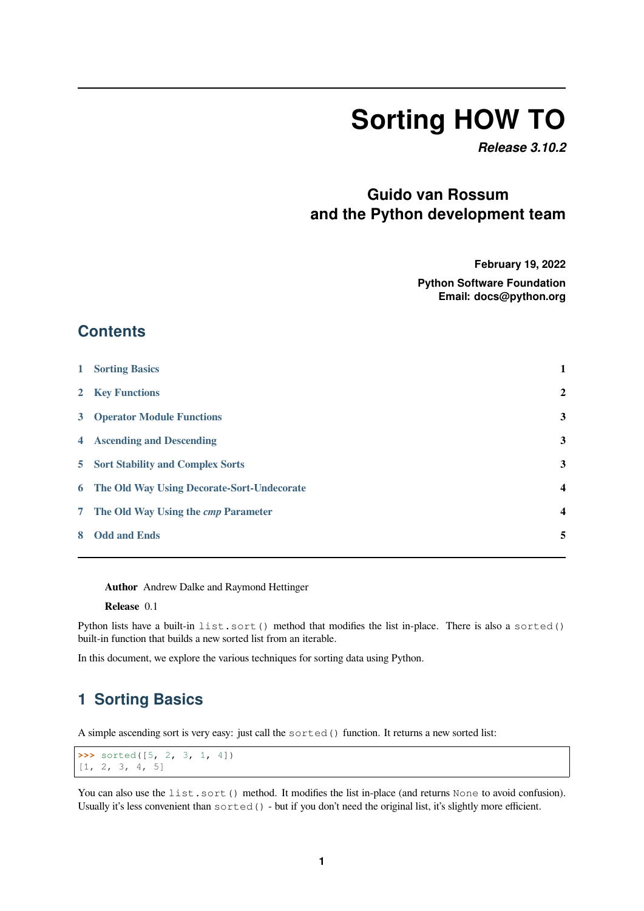# Sorting HOW TO

***Release 3.10.2***

**Guido van Rossum and the Python development team**

**February 19, 2022**

**Python Software Foundation**
**Email: docs@python.org**

## Contents

1 Sorting Basics 1
2 Key Functions 2
3 Operator Module Functions 3
4 Ascending and Descending 3
5 Sort Stability and Complex Sorts 3
6 The Old Way Using Decorate-Sort-Undecorate 4
7 The Old Way Using the *cmp* Parameter 4
8 Odd and Ends 5

**Author** Andrew Dalke and Raymond Hettinger

**Release** 0.1

Python lists have a built-in `list.sort()` method that modifies the list in-place. There is also a `sorted()` built-in function that builds a new sorted list from an iterable.

In this document, we explore the various techniques for sorting data using Python.

## 1 Sorting Basics

A simple ascending sort is very easy: just call the `sorted()` function. It returns a new sorted list:

```
>>> sorted([5, 2, 3, 1, 4])
[1, 2, 3, 4, 5]
```

You can also use the `list.sort()` method. It modifies the list in-place (and returns `None` to avoid confusion). Usually it's less convenient than `sorted()` - but if you don't need the original list, it's slightly more efficient.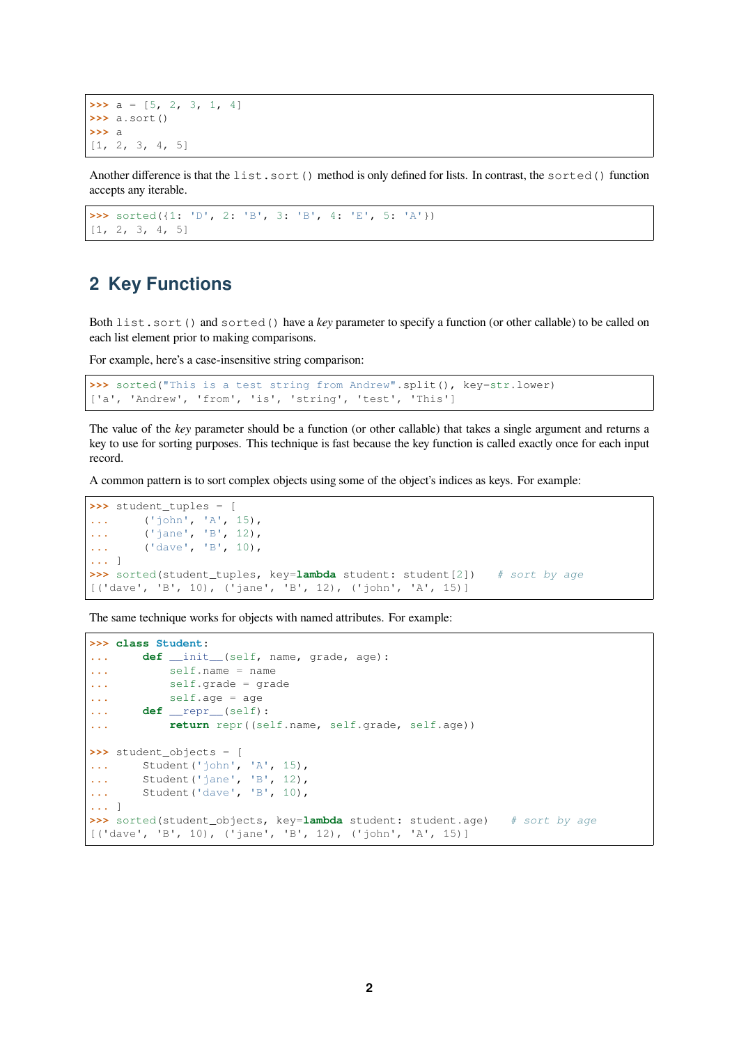```
>>> a = [5, 2, 3, 1, 4]
>>> a.sort()
>>> a
[1, 2, 3, 4, 5]
```

Another difference is that the `list.sort()` method is only defined for lists. In contrast, the `sorted()` function accepts any iterable.

```
>>> sorted({1: 'D', 2: 'B', 3: 'B', 4: 'E', 5: 'A'})
[1, 2, 3, 4, 5]
```

## 2 Key Functions

Both `list.sort()` and `sorted()` have a *key* parameter to specify a function (or other callable) to be called on each list element prior to making comparisons.

For example, here's a case-insensitive string comparison:

```
>>> sorted("This is a test string from Andrew".split(), key=str.lower)
['a', 'Andrew', 'from', 'is', 'string', 'test', 'This']
```

The value of the *key* parameter should be a function (or other callable) that takes a single argument and returns a key to use for sorting purposes. This technique is fast because the key function is called exactly once for each input record.

A common pattern is to sort complex objects using some of the object's indices as keys. For example:

```
>>> student_tuples = [
...     ('john', 'A', 15),
...     ('jane', 'B', 12),
...     ('dave', 'B', 10),
... ]
>>> sorted(student_tuples, key=lambda student: student[2])   # sort by age
[('dave', 'B', 10), ('jane', 'B', 12), ('john', 'A', 15)]
```

The same technique works for objects with named attributes. For example:

```
>>> class Student:
...     def __init__(self, name, grade, age):
...         self.name = name
...         self.grade = grade
...         self.age = age
...     def __repr__(self):
...         return repr((self.name, self.grade, self.age))

>>> student_objects = [
...     Student('john', 'A', 15),
...     Student('jane', 'B', 12),
...     Student('dave', 'B', 10),
... ]
>>> sorted(student_objects, key=lambda student: student.age)   # sort by age
[('dave', 'B', 10), ('jane', 'B', 12), ('john', 'A', 15)]
```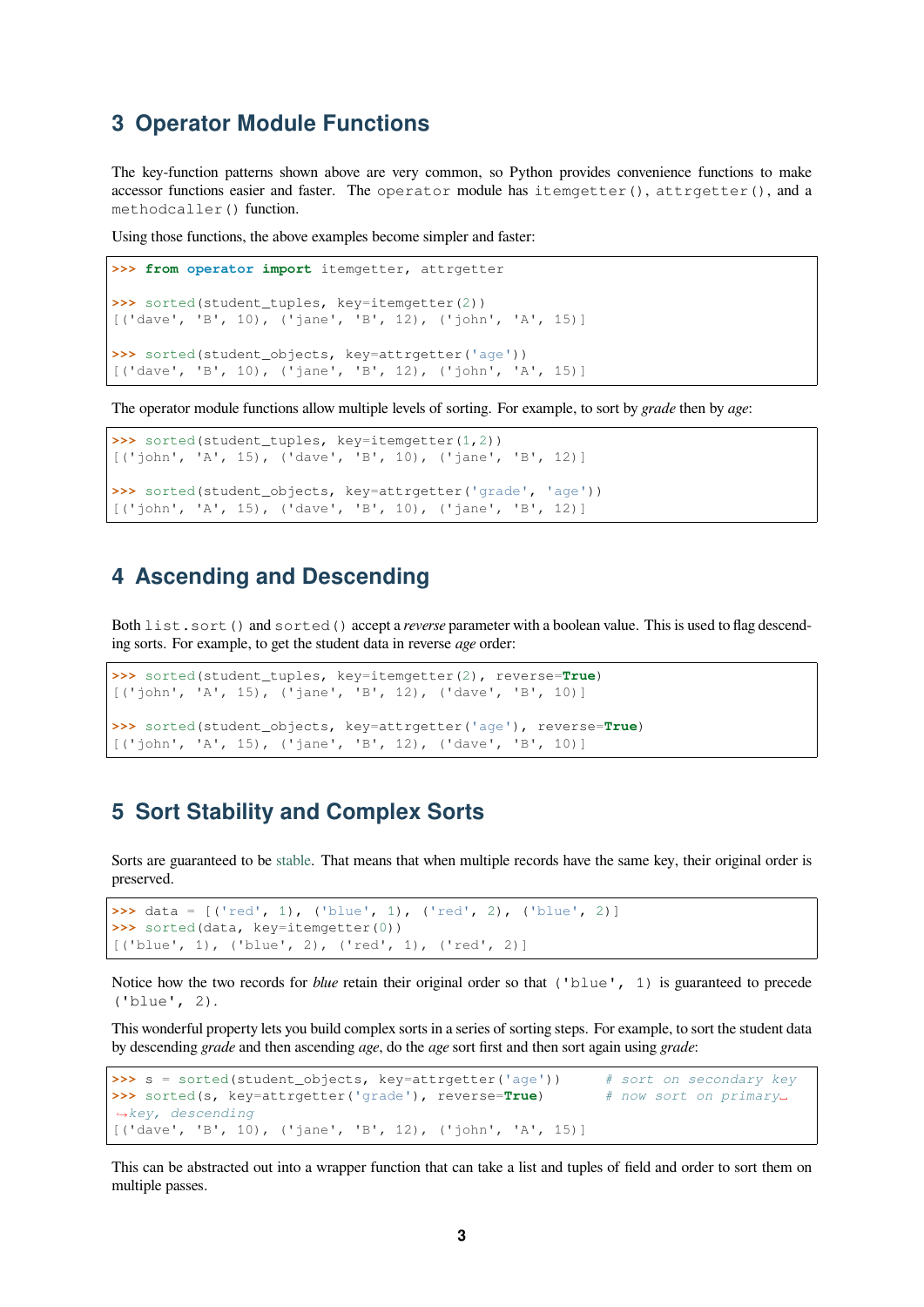## 3 Operator Module Functions

The key-function patterns shown above are very common, so Python provides convenience functions to make accessor functions easier and faster. The `operator` module has `itemgetter()`, `attrgetter()`, and a `methodcaller()` function.

Using those functions, the above examples become simpler and faster:

```
>>> from operator import itemgetter, attrgetter

>>> sorted(student_tuples, key=itemgetter(2))
[('dave', 'B', 10), ('jane', 'B', 12), ('john', 'A', 15)]

>>> sorted(student_objects, key=attrgetter('age'))
[('dave', 'B', 10), ('jane', 'B', 12), ('john', 'A', 15)]
```

The operator module functions allow multiple levels of sorting. For example, to sort by *grade* then by *age*:

```
>>> sorted(student_tuples, key=itemgetter(1,2))
[('john', 'A', 15), ('dave', 'B', 10), ('jane', 'B', 12)]

>>> sorted(student_objects, key=attrgetter('grade', 'age'))
[('john', 'A', 15), ('dave', 'B', 10), ('jane', 'B', 12)]
```

## 4 Ascending and Descending

Both `list.sort()` and `sorted()` accept a *reverse* parameter with a boolean value. This is used to flag descending sorts. For example, to get the student data in reverse *age* order:

```
>>> sorted(student_tuples, key=itemgetter(2), reverse=True)
[('john', 'A', 15), ('jane', 'B', 12), ('dave', 'B', 10)]

>>> sorted(student_objects, key=attrgetter('age'), reverse=True)
[('john', 'A', 15), ('jane', 'B', 12), ('dave', 'B', 10)]
```

## 5 Sort Stability and Complex Sorts

Sorts are guaranteed to be stable. That means that when multiple records have the same key, their original order is preserved.

```
>>> data = [('red', 1), ('blue', 1), ('red', 2), ('blue', 2)]
>>> sorted(data, key=itemgetter(0))
[('blue', 1), ('blue', 2), ('red', 1), ('red', 2)]
```

Notice how the two records for *blue* retain their original order so that `('blue', 1)` is guaranteed to precede `('blue', 2)`.

This wonderful property lets you build complex sorts in a series of sorting steps. For example, to sort the student data by descending *grade* and then ascending *age*, do the *age* sort first and then sort again using *grade*:

```
>>> s = sorted(student_objects, key=attrgetter('age'))     # sort on secondary key
>>> sorted(s, key=attrgetter('grade'), reverse=True)       # now sort on primary key, descending
[('dave', 'B', 10), ('jane', 'B', 12), ('john', 'A', 15)]
```

This can be abstracted out into a wrapper function that can take a list and tuples of field and order to sort them on multiple passes.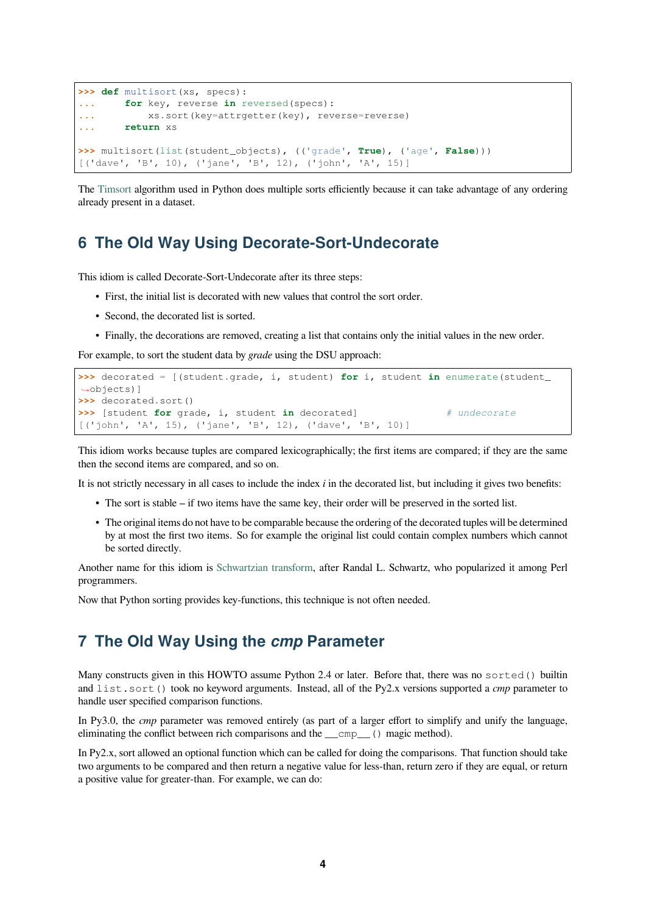```
>>> def multisort(xs, specs):
...     for key, reverse in reversed(specs):
...         xs.sort(key=attrgetter(key), reverse=reverse)
...     return xs

>>> multisort(list(student_objects), (('grade', True), ('age', False)))
[('dave', 'B', 10), ('jane', 'B', 12), ('john', 'A', 15)]
```

The Timsort algorithm used in Python does multiple sorts efficiently because it can take advantage of any ordering already present in a dataset.

## 6 The Old Way Using Decorate-Sort-Undecorate

This idiom is called Decorate-Sort-Undecorate after its three steps:

- First, the initial list is decorated with new values that control the sort order.
- Second, the decorated list is sorted.
- Finally, the decorations are removed, creating a list that contains only the initial values in the new order.

For example, to sort the student data by *grade* using the DSU approach:

```
>>> decorated = [(student.grade, i, student) for i, student in enumerate(student_objects)]
>>> decorated.sort()
>>> [student for grade, i, student in decorated]               # undecorate
[('john', 'A', 15), ('jane', 'B', 12), ('dave', 'B', 10)]
```

This idiom works because tuples are compared lexicographically; the first items are compared; if they are the same then the second items are compared, and so on.

It is not strictly necessary in all cases to include the index *i* in the decorated list, but including it gives two benefits:

- The sort is stable – if two items have the same key, their order will be preserved in the sorted list.
- The original items do not have to be comparable because the ordering of the decorated tuples will be determined by at most the first two items. So for example the original list could contain complex numbers which cannot be sorted directly.

Another name for this idiom is Schwartzian transform, after Randal L. Schwartz, who popularized it among Perl programmers.

Now that Python sorting provides key-functions, this technique is not often needed.

## 7 The Old Way Using the *cmp* Parameter

Many constructs given in this HOWTO assume Python 2.4 or later. Before that, there was no `sorted()` builtin and `list.sort()` took no keyword arguments. Instead, all of the Py2.x versions supported a *cmp* parameter to handle user specified comparison functions.

In Py3.0, the *cmp* parameter was removed entirely (as part of a larger effort to simplify and unify the language, eliminating the conflict between rich comparisons and the `__cmp__()` magic method).

In Py2.x, sort allowed an optional function which can be called for doing the comparisons. That function should take two arguments to be compared and then return a negative value for less-than, return zero if they are equal, or return a positive value for greater-than. For example, we can do: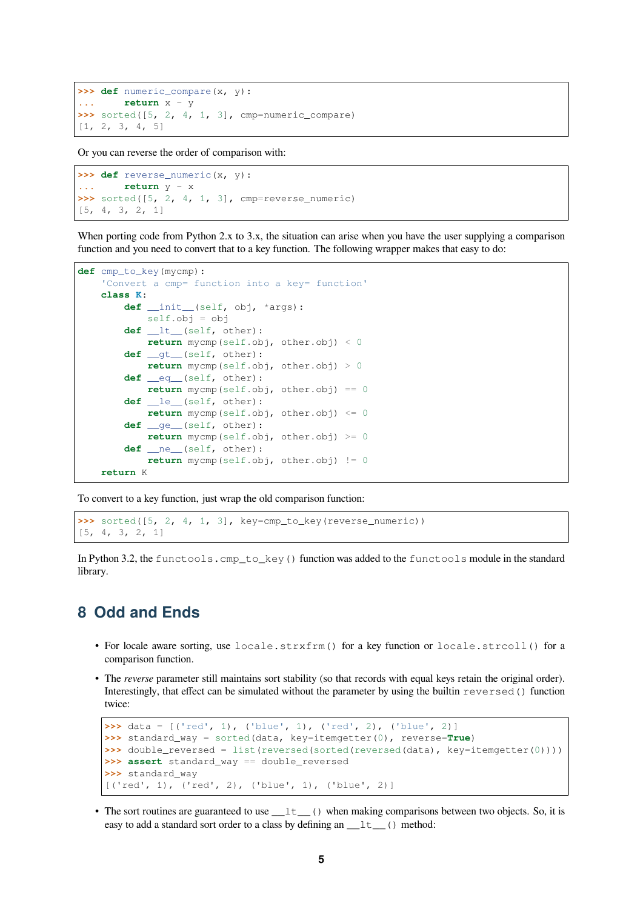```
>>> def numeric_compare(x, y):
...     return x - y
>>> sorted([5, 2, 4, 1, 3], cmp=numeric_compare)
[1, 2, 3, 4, 5]
```

Or you can reverse the order of comparison with:

```
>>> def reverse_numeric(x, y):
...     return y - x
>>> sorted([5, 2, 4, 1, 3], cmp=reverse_numeric)
[5, 4, 3, 2, 1]
```

When porting code from Python 2.x to 3.x, the situation can arise when you have the user supplying a comparison function and you need to convert that to a key function. The following wrapper makes that easy to do:

```
def cmp_to_key(mycmp):
    'Convert a cmp= function into a key= function'
    class K:
        def __init__(self, obj, *args):
            self.obj = obj
        def __lt__(self, other):
            return mycmp(self.obj, other.obj) < 0
        def __gt__(self, other):
            return mycmp(self.obj, other.obj) > 0
        def __eq__(self, other):
            return mycmp(self.obj, other.obj) == 0
        def __le__(self, other):
            return mycmp(self.obj, other.obj) <= 0
        def __ge__(self, other):
            return mycmp(self.obj, other.obj) >= 0
        def __ne__(self, other):
            return mycmp(self.obj, other.obj) != 0
    return K
```

To convert to a key function, just wrap the old comparison function:

```
>>> sorted([5, 2, 4, 1, 3], key=cmp_to_key(reverse_numeric))
[5, 4, 3, 2, 1]
```

In Python 3.2, the `functools.cmp_to_key()` function was added to the `functools` module in the standard library.

## 8 Odd and Ends

- For locale aware sorting, use `locale.strxfrm()` for a key function or `locale.strcoll()` for a comparison function.
- The *reverse* parameter still maintains sort stability (so that records with equal keys retain the original order). Interestingly, that effect can be simulated without the parameter by using the builtin `reversed()` function twice:

```
>>> data = [('red', 1), ('blue', 1), ('red', 2), ('blue', 2)]
>>> standard_way = sorted(data, key=itemgetter(0), reverse=True)
>>> double_reversed = list(reversed(sorted(reversed(data), key=itemgetter(0))))
>>> assert standard_way == double_reversed
>>> standard_way
[('red', 1), ('red', 2), ('blue', 1), ('blue', 2)]
```

- The sort routines are guaranteed to use `__lt__()` when making comparisons between two objects. So, it is easy to add a standard sort order to a class by defining an `__lt__()` method: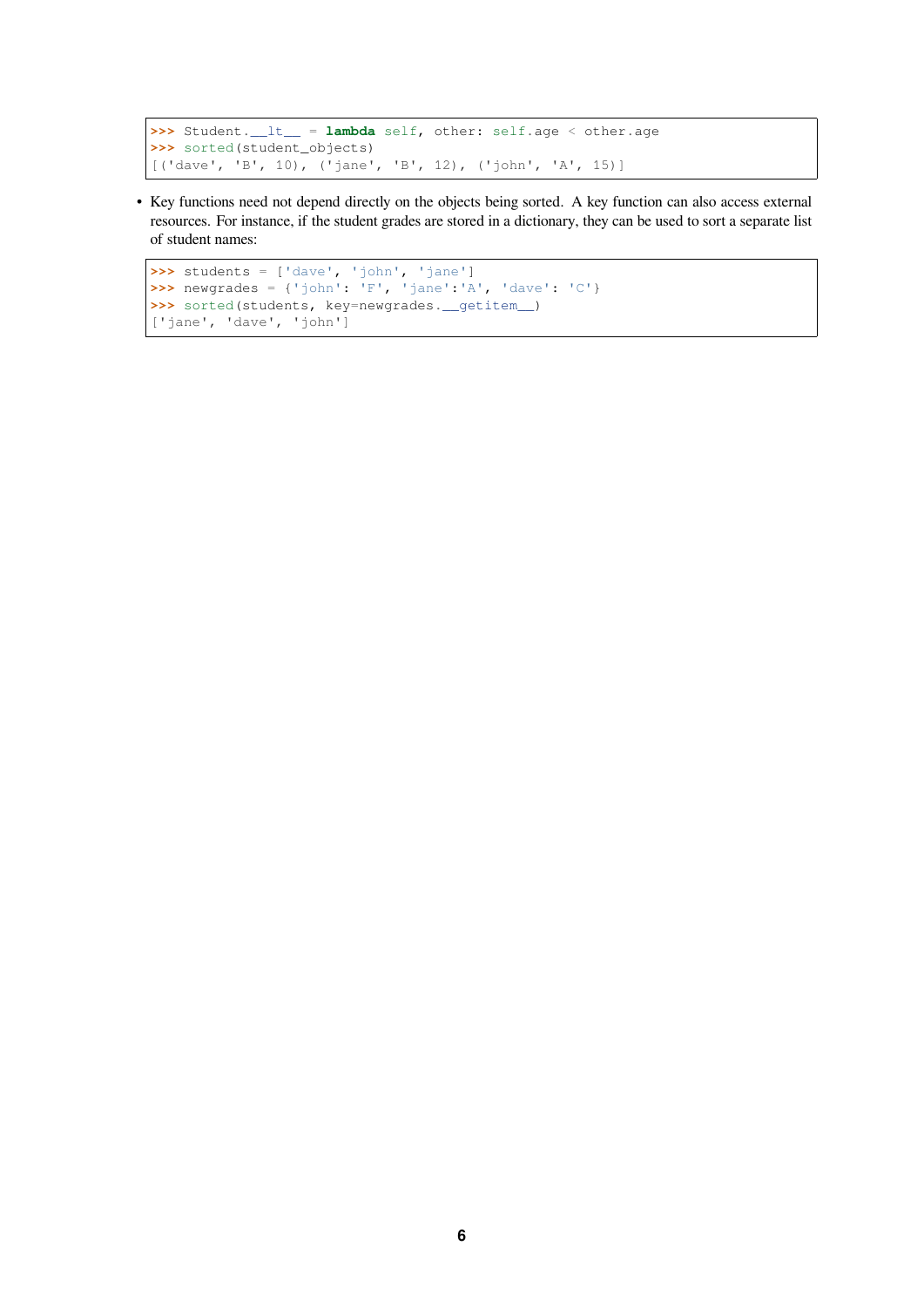```
>>> Student.__lt__ = lambda self, other: self.age < other.age
>>> sorted(student_objects)
[('dave', 'B', 10), ('jane', 'B', 12), ('john', 'A', 15)]
```

- Key functions need not depend directly on the objects being sorted. A key function can also access external resources. For instance, if the student grades are stored in a dictionary, they can be used to sort a separate list of student names:

```
>>> students = ['dave', 'john', 'jane']
>>> newgrades = {'john': 'F', 'jane':'A', 'dave': 'C'}
>>> sorted(students, key=newgrades.__getitem__)
['jane', 'dave', 'john']
```